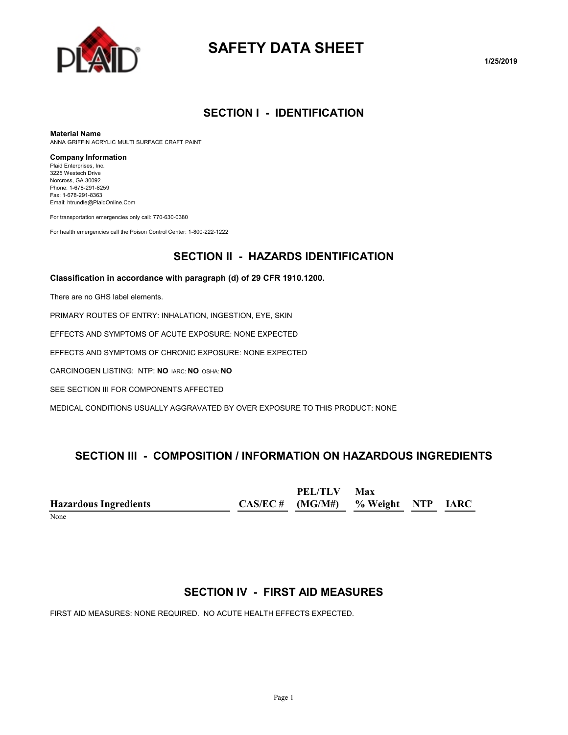# SAFETY DATA SHEET

1/25/2019

## SECTION I - IDENTIFICATION

**Material Name**
ANNA GRIFFIN ACRYLIC MULTI SURFACE CRAFT PAINT

**Company Information**
Plaid Enterprises, Inc.
3225 Westech Drive
Norcross, GA 30092
Phone: 1-678-291-8259
Fax: 1-678-291-8363
Email: htrundle@PlaidOnline.Com

For transportation emergencies only call: 770-630-0380

For health emergencies call the Poison Control Center: 1-800-222-1222

## SECTION II - HAZARDS IDENTIFICATION

**Classification in accordance with paragraph (d) of 29 CFR 1910.1200.**

There are no GHS label elements.

PRIMARY ROUTES OF ENTRY: INHALATION, INGESTION, EYE, SKIN

EFFECTS AND SYMPTOMS OF ACUTE EXPOSURE: NONE EXPECTED

EFFECTS AND SYMPTOMS OF CHRONIC EXPOSURE: NONE EXPECTED

CARCINOGEN LISTING: NTP: **NO** IARC: **NO** OSHA: **NO**

SEE SECTION III FOR COMPONENTS AFFECTED

MEDICAL CONDITIONS USUALLY AGGRAVATED BY OVER EXPOSURE TO THIS PRODUCT: NONE

## SECTION III - COMPOSITION / INFORMATION ON HAZARDOUS INGREDIENTS

| Hazardous Ingredients | CAS/EC # | PEL/TLV (MG/M#) | Max % Weight | NTP | IARC |
|---|---|---|---|---|---|
| None | | | | | |

## SECTION IV - FIRST AID MEASURES

FIRST AID MEASURES: NONE REQUIRED. NO ACUTE HEALTH EFFECTS EXPECTED.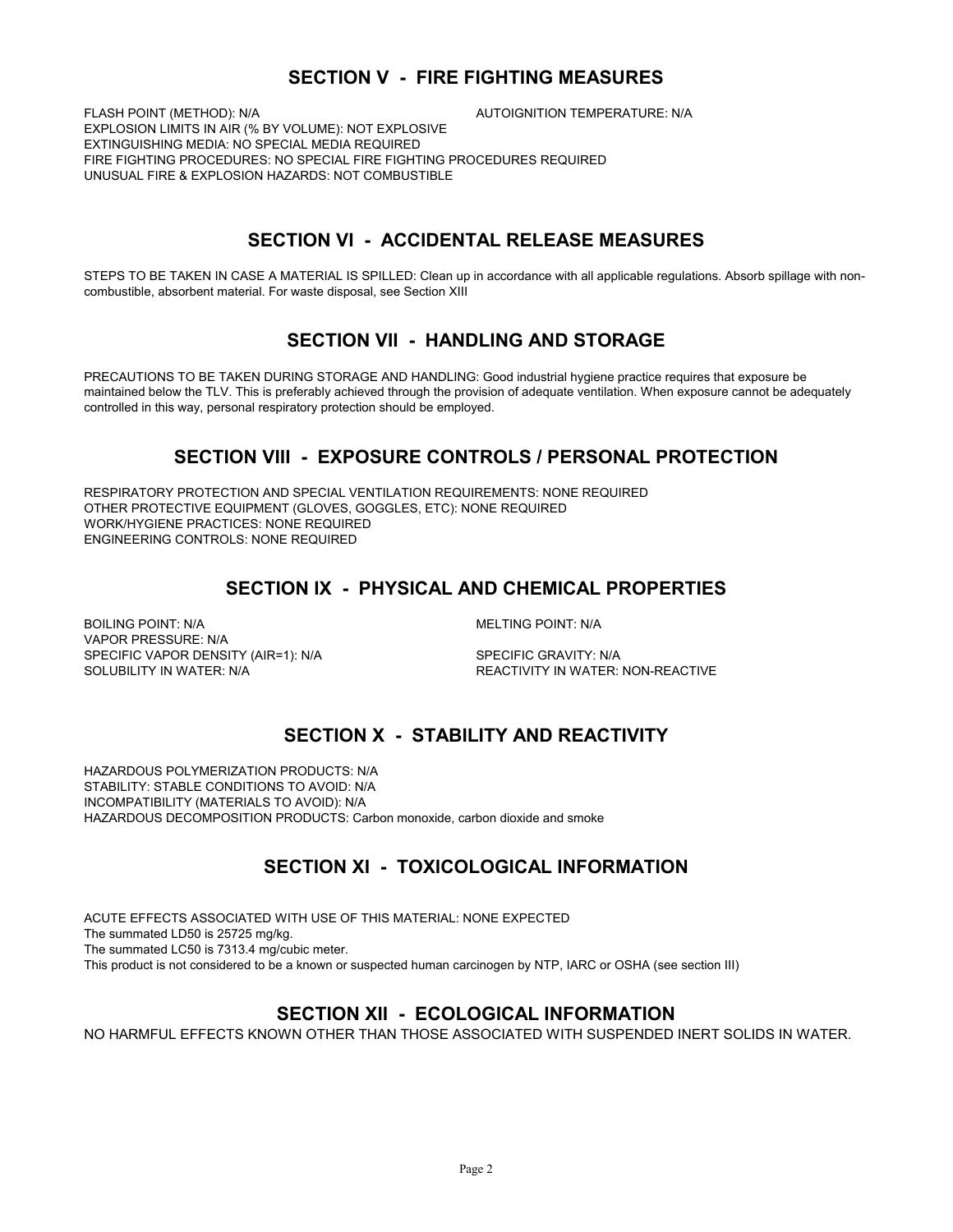## SECTION V - FIRE FIGHTING MEASURES

FLASH POINT (METHOD): N/A

AUTOIGNITION TEMPERATURE: N/A

EXPLOSION LIMITS IN AIR (% BY VOLUME): NOT EXPLOSIVE

EXTINGUISHING MEDIA: NO SPECIAL MEDIA REQUIRED

FIRE FIGHTING PROCEDURES: NO SPECIAL FIRE FIGHTING PROCEDURES REQUIRED

UNUSUAL FIRE & EXPLOSION HAZARDS: NOT COMBUSTIBLE

## SECTION VI - ACCIDENTAL RELEASE MEASURES

STEPS TO BE TAKEN IN CASE A MATERIAL IS SPILLED: Clean up in accordance with all applicable regulations. Absorb spillage with non-combustible, absorbent material. For waste disposal, see Section XIII

## SECTION VII - HANDLING AND STORAGE

PRECAUTIONS TO BE TAKEN DURING STORAGE AND HANDLING: Good industrial hygiene practice requires that exposure be maintained below the TLV. This is preferably achieved through the provision of adequate ventilation. When exposure cannot be adequately controlled in this way, personal respiratory protection should be employed.

## SECTION VIII - EXPOSURE CONTROLS / PERSONAL PROTECTION

RESPIRATORY PROTECTION AND SPECIAL VENTILATION REQUIREMENTS: NONE REQUIRED

OTHER PROTECTIVE EQUIPMENT (GLOVES, GOGGLES, ETC): NONE REQUIRED

WORK/HYGIENE PRACTICES: NONE REQUIRED

ENGINEERING CONTROLS: NONE REQUIRED

## SECTION IX - PHYSICAL AND CHEMICAL PROPERTIES

BOILING POINT: N/A

MELTING POINT: N/A

VAPOR PRESSURE: N/A

SPECIFIC VAPOR DENSITY (AIR=1): N/A

SPECIFIC GRAVITY: N/A

SOLUBILITY IN WATER: N/A

REACTIVITY IN WATER: NON-REACTIVE

## SECTION X - STABILITY AND REACTIVITY

HAZARDOUS POLYMERIZATION PRODUCTS: N/A

STABILITY: STABLE CONDITIONS TO AVOID: N/A

INCOMPATIBILITY (MATERIALS TO AVOID): N/A

HAZARDOUS DECOMPOSITION PRODUCTS: Carbon monoxide, carbon dioxide and smoke

## SECTION XI - TOXICOLOGICAL INFORMATION

ACUTE EFFECTS ASSOCIATED WITH USE OF THIS MATERIAL: NONE EXPECTED

The summated LD50 is 25725 mg/kg.

The summated LC50 is 7313.4 mg/cubic meter.

This product is not considered to be a known or suspected human carcinogen by NTP, IARC or OSHA (see section III)

## SECTION XII - ECOLOGICAL INFORMATION

NO HARMFUL EFFECTS KNOWN OTHER THAN THOSE ASSOCIATED WITH SUSPENDED INERT SOLIDS IN WATER.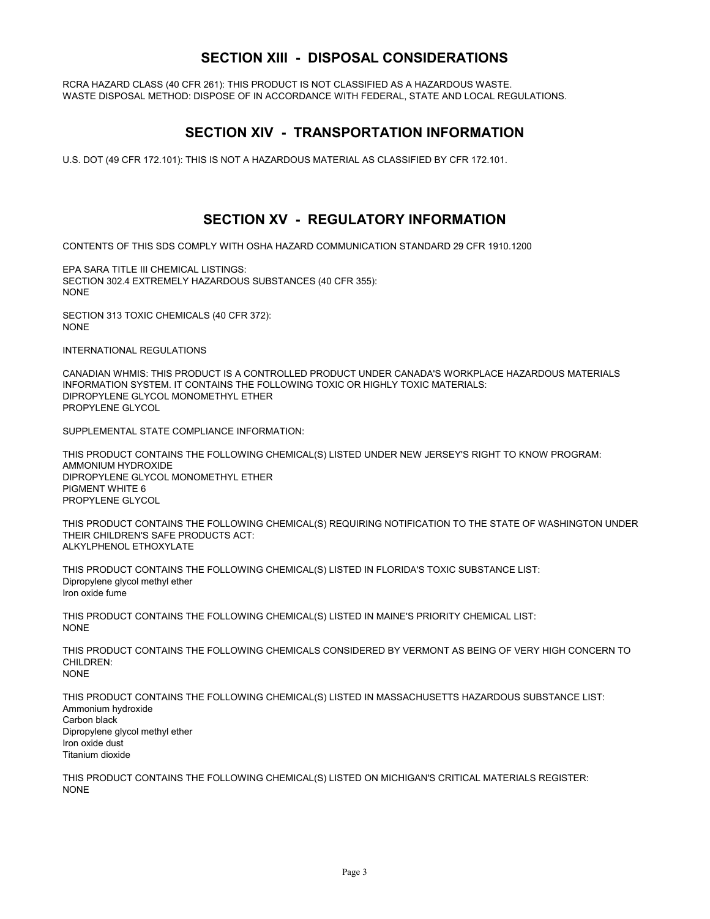## SECTION XIII - DISPOSAL CONSIDERATIONS

RCRA HAZARD CLASS (40 CFR 261): THIS PRODUCT IS NOT CLASSIFIED AS A HAZARDOUS WASTE.
WASTE DISPOSAL METHOD: DISPOSE OF IN ACCORDANCE WITH FEDERAL, STATE AND LOCAL REGULATIONS.

## SECTION XIV - TRANSPORTATION INFORMATION

U.S. DOT (49 CFR 172.101): THIS IS NOT A HAZARDOUS MATERIAL AS CLASSIFIED BY CFR 172.101.

## SECTION XV - REGULATORY INFORMATION

CONTENTS OF THIS SDS COMPLY WITH OSHA HAZARD COMMUNICATION STANDARD 29 CFR 1910.1200

EPA SARA TITLE III CHEMICAL LISTINGS:
SECTION 302.4 EXTREMELY HAZARDOUS SUBSTANCES (40 CFR 355):
NONE

SECTION 313 TOXIC CHEMICALS (40 CFR 372):
NONE

INTERNATIONAL REGULATIONS

CANADIAN WHMIS: THIS PRODUCT IS A CONTROLLED PRODUCT UNDER CANADA'S WORKPLACE HAZARDOUS MATERIALS INFORMATION SYSTEM. IT CONTAINS THE FOLLOWING TOXIC OR HIGHLY TOXIC MATERIALS:
DIPROPYLENE GLYCOL MONOMETHYL ETHER
PROPYLENE GLYCOL

SUPPLEMENTAL STATE COMPLIANCE INFORMATION:

THIS PRODUCT CONTAINS THE FOLLOWING CHEMICAL(S) LISTED UNDER NEW JERSEY'S RIGHT TO KNOW PROGRAM:
AMMONIUM HYDROXIDE
DIPROPYLENE GLYCOL MONOMETHYL ETHER
PIGMENT WHITE 6
PROPYLENE GLYCOL

THIS PRODUCT CONTAINS THE FOLLOWING CHEMICAL(S) REQUIRING NOTIFICATION TO THE STATE OF WASHINGTON UNDER THEIR CHILDREN'S SAFE PRODUCTS ACT:
ALKYLPHENOL ETHOXYLATE

THIS PRODUCT CONTAINS THE FOLLOWING CHEMICAL(S) LISTED IN FLORIDA'S TOXIC SUBSTANCE LIST:
Dipropylene glycol methyl ether
Iron oxide fume

THIS PRODUCT CONTAINS THE FOLLOWING CHEMICAL(S) LISTED IN MAINE'S PRIORITY CHEMICAL LIST:
NONE

THIS PRODUCT CONTAINS THE FOLLOWING CHEMICALS CONSIDERED BY VERMONT AS BEING OF VERY HIGH CONCERN TO CHILDREN:
NONE

THIS PRODUCT CONTAINS THE FOLLOWING CHEMICAL(S) LISTED IN MASSACHUSETTS HAZARDOUS SUBSTANCE LIST:
Ammonium hydroxide
Carbon black
Dipropylene glycol methyl ether
Iron oxide dust
Titanium dioxide

THIS PRODUCT CONTAINS THE FOLLOWING CHEMICAL(S) LISTED ON MICHIGAN'S CRITICAL MATERIALS REGISTER:
NONE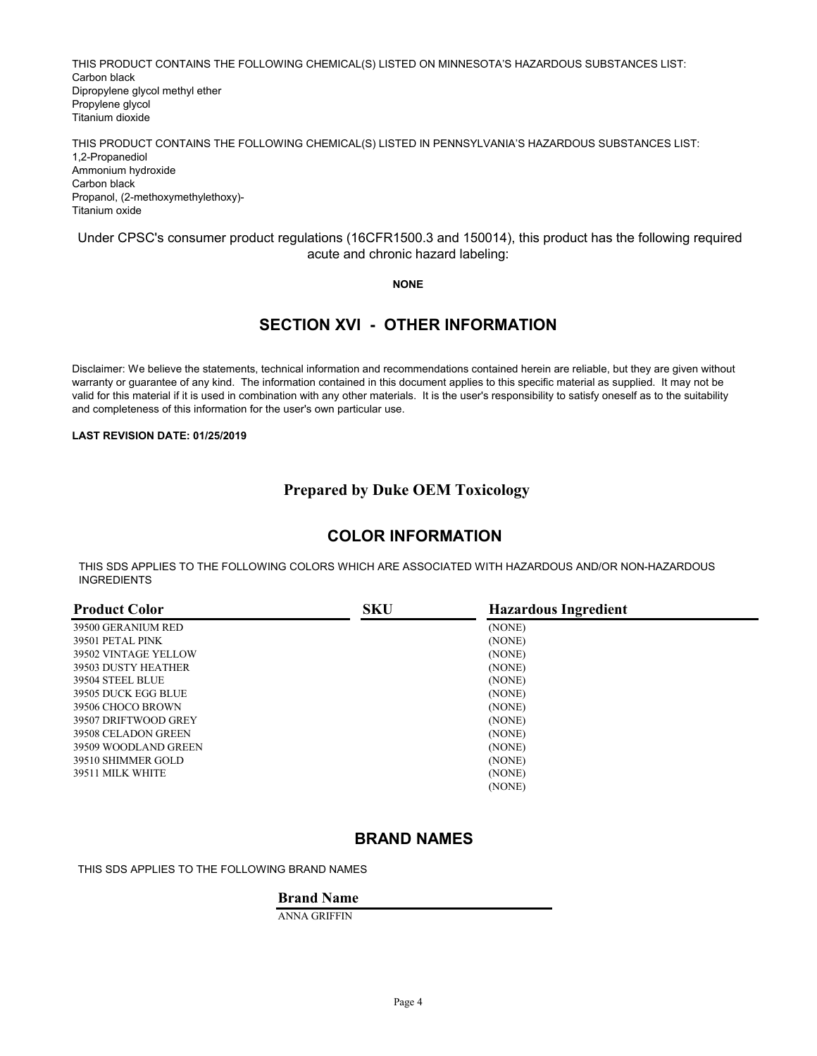THIS PRODUCT CONTAINS THE FOLLOWING CHEMICAL(S) LISTED ON MINNESOTA'S HAZARDOUS SUBSTANCES LIST:
Carbon black
Dipropylene glycol methyl ether
Propylene glycol
Titanium dioxide

THIS PRODUCT CONTAINS THE FOLLOWING CHEMICAL(S) LISTED IN PENNSYLVANIA'S HAZARDOUS SUBSTANCES LIST:
1,2-Propanediol
Ammonium hydroxide
Carbon black
Propanol, (2-methoxymethylethoxy)-
Titanium oxide

Under CPSC's consumer product regulations (16CFR1500.3 and 150014), this product has the following required acute and chronic hazard labeling:

**NONE**

## SECTION XVI - OTHER INFORMATION

Disclaimer: We believe the statements, technical information and recommendations contained herein are reliable, but they are given without warranty or guarantee of any kind. The information contained in this document applies to this specific material as supplied. It may not be valid for this material if it is used in combination with any other materials. It is the user's responsibility to satisfy oneself as to the suitability and completeness of this information for the user's own particular use.

**LAST REVISION DATE: 01/25/2019**

### Prepared by Duke OEM Toxicology

## COLOR INFORMATION

THIS SDS APPLIES TO THE FOLLOWING COLORS WHICH ARE ASSOCIATED WITH HAZARDOUS AND/OR NON-HAZARDOUS INGREDIENTS

| Product Color | SKU | Hazardous Ingredient |
|---|---|---|
| 39500 GERANIUM RED | | (NONE) |
| 39501 PETAL PINK | | (NONE) |
| 39502 VINTAGE YELLOW | | (NONE) |
| 39503 DUSTY HEATHER | | (NONE) |
| 39504 STEEL BLUE | | (NONE) |
| 39505 DUCK EGG BLUE | | (NONE) |
| 39506 CHOCO BROWN | | (NONE) |
| 39507 DRIFTWOOD GREY | | (NONE) |
| 39508 CELADON GREEN | | (NONE) |
| 39509 WOODLAND GREEN | | (NONE) |
| 39510 SHIMMER GOLD | | (NONE) |
| 39511 MILK WHITE | | (NONE) |
| | | (NONE) |

## BRAND NAMES

THIS SDS APPLIES TO THE FOLLOWING BRAND NAMES

| Brand Name |
|---|
| ANNA GRIFFIN |